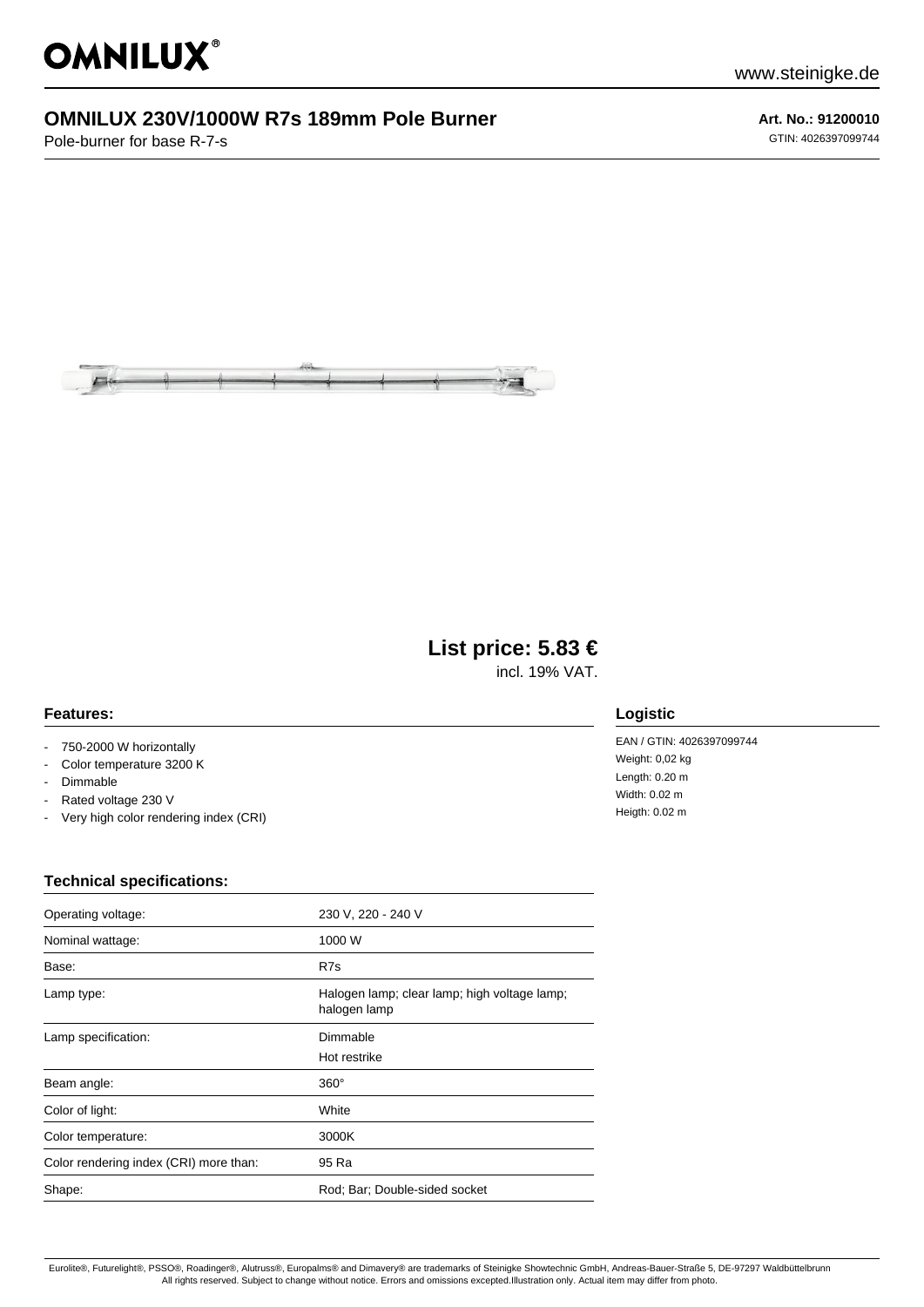# OMNILUX

www.steinigke.de

## OMNILUX 230V/1000W R7s 189mm Pole Burner

Pole-burner for base R-7-s

**Art. No.: 91200010**

GTIN: 4026397099744

## List price: 5.83 €

incl. 19% VAT.

### Features:

- 750-2000 W horizontally
- Color temperature 3200 K
- Dimmable
- Rated voltage 230 V
- Very high color rendering index (CRI)

### Logistic

EAN / GTIN: 4026397099744
Weight: 0,02 kg
Length: 0.20 m
Width: 0.02 m
Heigth: 0.02 m

### Technical specifications:

| | |
|---|---|
| Operating voltage: | 230 V, 220 - 240 V |
| Nominal wattage: | 1000 W |
| Base: | R7s |
| Lamp type: | Halogen lamp; clear lamp; high voltage lamp; halogen lamp |
| Lamp specification: | Dimmable<br>Hot restrike |
| Beam angle: | 360° |
| Color of light: | White |
| Color temperature: | 3000K |
| Color rendering index (CRI) more than: | 95 Ra |
| Shape: | Rod; Bar; Double-sided socket |

Eurolite®, Futurelight®, PSSO®, Roadinger®, Alutruss®, Europalms® and Dimavery® are trademarks of Steinigke Showtechnic GmbH, Andreas-Bauer-Straße 5, DE-97297 Waldbüttelbrunn
All rights reserved. Subject to change without notice. Errors and omissions excepted.Illustration only. Actual item may differ from photo.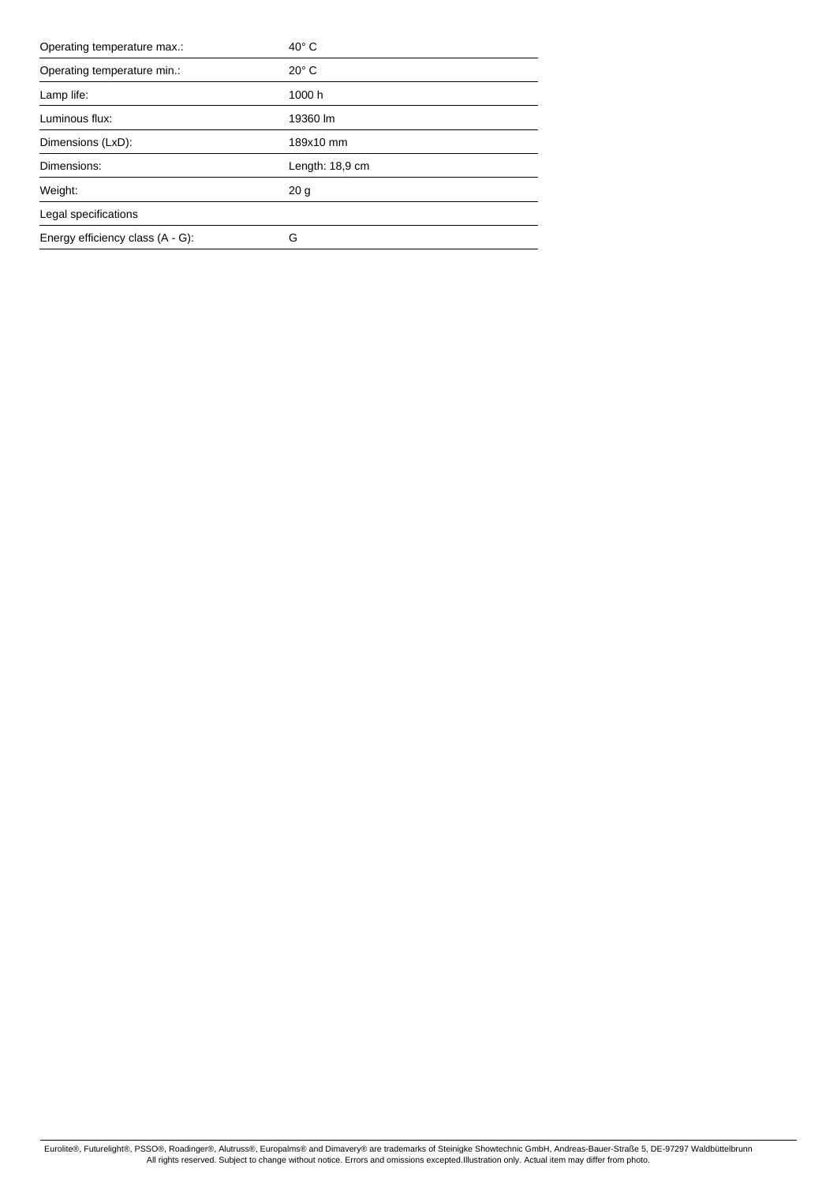| | |
|---|---|
| Operating temperature max.: | 40° C |
| Operating temperature min.: | 20° C |
| Lamp life: | 1000 h |
| Luminous flux: | 19360 lm |
| Dimensions (LxD): | 189x10 mm |
| Dimensions: | Length: 18,9 cm |
| Weight: | 20 g |
| Legal specifications | |
| Energy efficiency class (A - G): | G |

Eurolite®, Futurelight®, PSSO®, Roadinger®, Alutruss®, Europalms® and Dimavery® are trademarks of Steinigke Showtechnic GmbH, Andreas-Bauer-Straße 5, DE-97297 Waldbüttelbrunn
All rights reserved. Subject to change without notice. Errors and omissions excepted.Illustration only. Actual item may differ from photo.